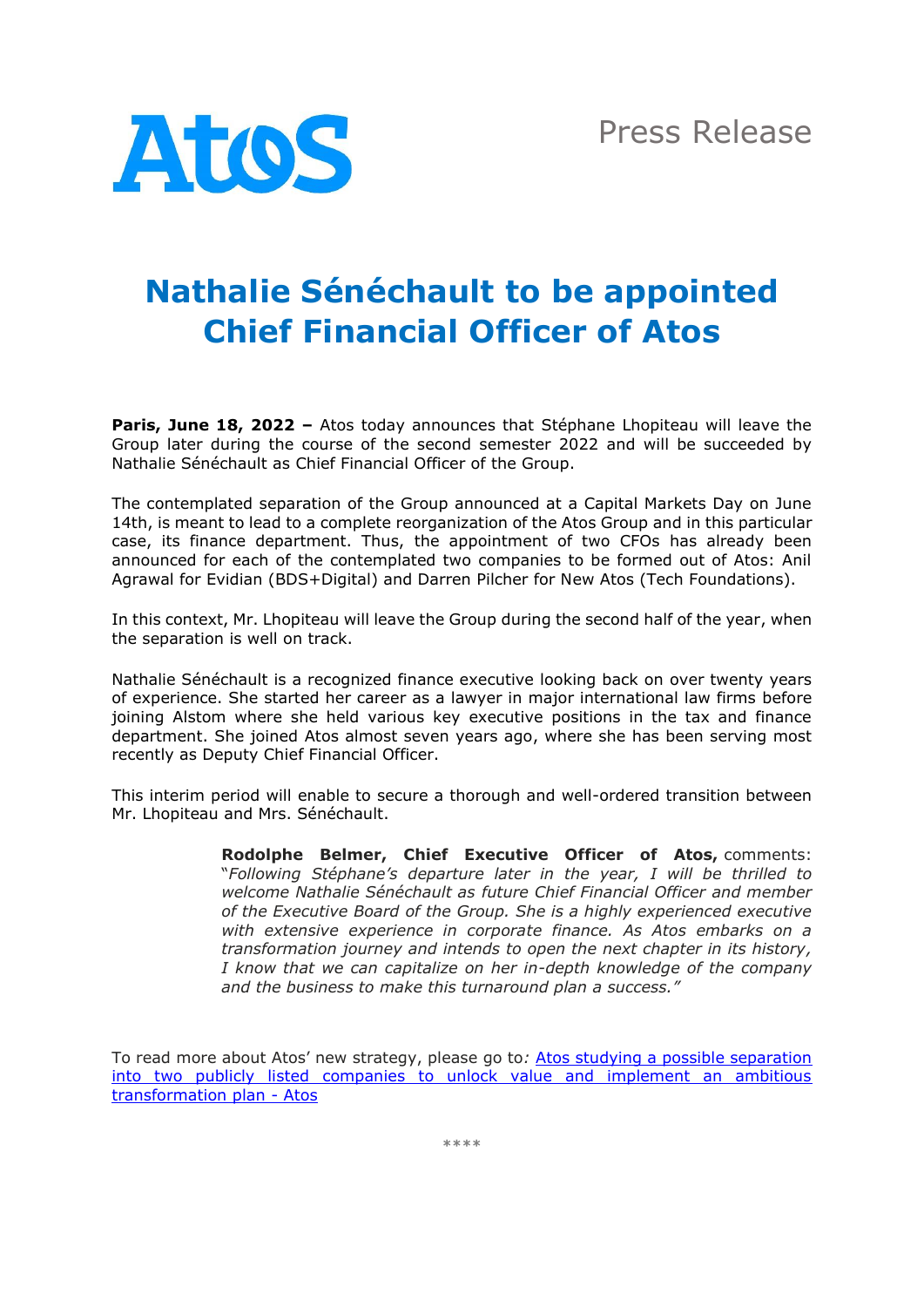Press Release

# Nathalie Sénéchault to be appointed Chief Financial Officer of Atos

**Paris, June 18, 2022 –** Atos today announces that Stéphane Lhopiteau will leave the Group later during the course of the second semester 2022 and will be succeeded by Nathalie Sénéchault as Chief Financial Officer of the Group.

The contemplated separation of the Group announced at a Capital Markets Day on June 14th, is meant to lead to a complete reorganization of the Atos Group and in this particular case, its finance department. Thus, the appointment of two CFOs has already been announced for each of the contemplated two companies to be formed out of Atos: Anil Agrawal for Evidian (BDS+Digital) and Darren Pilcher for New Atos (Tech Foundations).

In this context, Mr. Lhopiteau will leave the Group during the second half of the year, when the separation is well on track.

Nathalie Sénéchault is a recognized finance executive looking back on over twenty years of experience. She started her career as a lawyer in major international law firms before joining Alstom where she held various key executive positions in the tax and finance department. She joined Atos almost seven years ago, where she has been serving most recently as Deputy Chief Financial Officer.

This interim period will enable to secure a thorough and well-ordered transition between Mr. Lhopiteau and Mrs. Sénéchault.

> **Rodolphe Belmer, Chief Executive Officer of Atos,** comments: "*Following Stéphane's departure later in the year, I will be thrilled to welcome Nathalie Sénéchault as future Chief Financial Officer and member of the Executive Board of the Group. She is a highly experienced executive with extensive experience in corporate finance. As Atos embarks on a transformation journey and intends to open the next chapter in its history, I know that we can capitalize on her in-depth knowledge of the company and the business to make this turnaround plan a success.*"

To read more about Atos' new strategy, please go to: [Atos studying a possible separation into two publicly listed companies to unlock value and implement an ambitious transformation plan - Atos]()

\*\*\*\*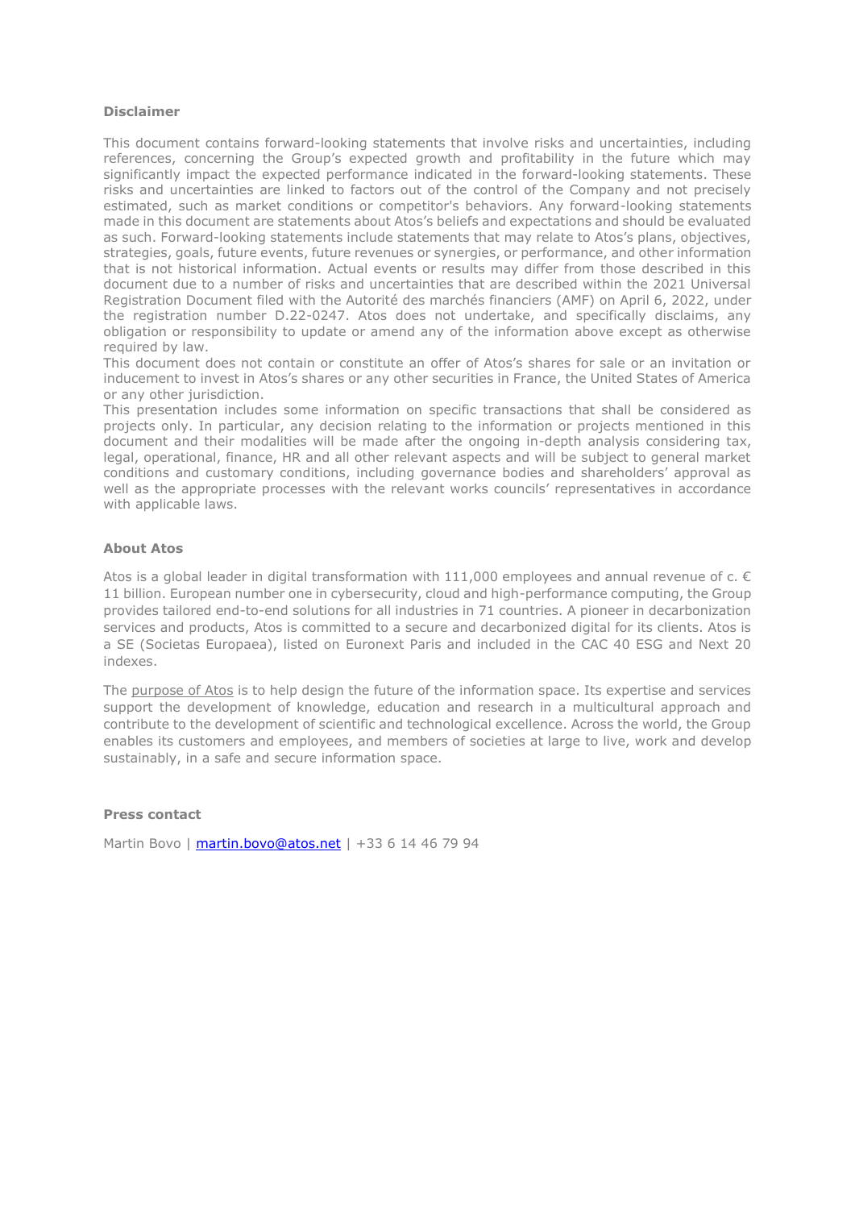**Disclaimer**

This document contains forward-looking statements that involve risks and uncertainties, including references, concerning the Group's expected growth and profitability in the future which may significantly impact the expected performance indicated in the forward-looking statements. These risks and uncertainties are linked to factors out of the control of the Company and not precisely estimated, such as market conditions or competitor's behaviors. Any forward-looking statements made in this document are statements about Atos's beliefs and expectations and should be evaluated as such. Forward-looking statements include statements that may relate to Atos's plans, objectives, strategies, goals, future events, future revenues or synergies, or performance, and other information that is not historical information. Actual events or results may differ from those described in this document due to a number of risks and uncertainties that are described within the 2021 Universal Registration Document filed with the Autorité des marchés financiers (AMF) on April 6, 2022, under the registration number D.22-0247. Atos does not undertake, and specifically disclaims, any obligation or responsibility to update or amend any of the information above except as otherwise required by law.
This document does not contain or constitute an offer of Atos's shares for sale or an invitation or inducement to invest in Atos's shares or any other securities in France, the United States of America or any other jurisdiction.
This presentation includes some information on specific transactions that shall be considered as projects only. In particular, any decision relating to the information or projects mentioned in this document and their modalities will be made after the ongoing in-depth analysis considering tax, legal, operational, finance, HR and all other relevant aspects and will be subject to general market conditions and customary conditions, including governance bodies and shareholders' approval as well as the appropriate processes with the relevant works councils' representatives in accordance with applicable laws.

**About Atos**

Atos is a global leader in digital transformation with 111,000 employees and annual revenue of c. € 11 billion. European number one in cybersecurity, cloud and high-performance computing, the Group provides tailored end-to-end solutions for all industries in 71 countries. A pioneer in decarbonization services and products, Atos is committed to a secure and decarbonized digital for its clients. Atos is a SE (Societas Europaea), listed on Euronext Paris and included in the CAC 40 ESG and Next 20 indexes.

The purpose of Atos is to help design the future of the information space. Its expertise and services support the development of knowledge, education and research in a multicultural approach and contribute to the development of scientific and technological excellence. Across the world, the Group enables its customers and employees, and members of societies at large to live, work and develop sustainably, in a safe and secure information space.

**Press contact**

Martin Bovo | martin.bovo@atos.net | +33 6 14 46 79 94